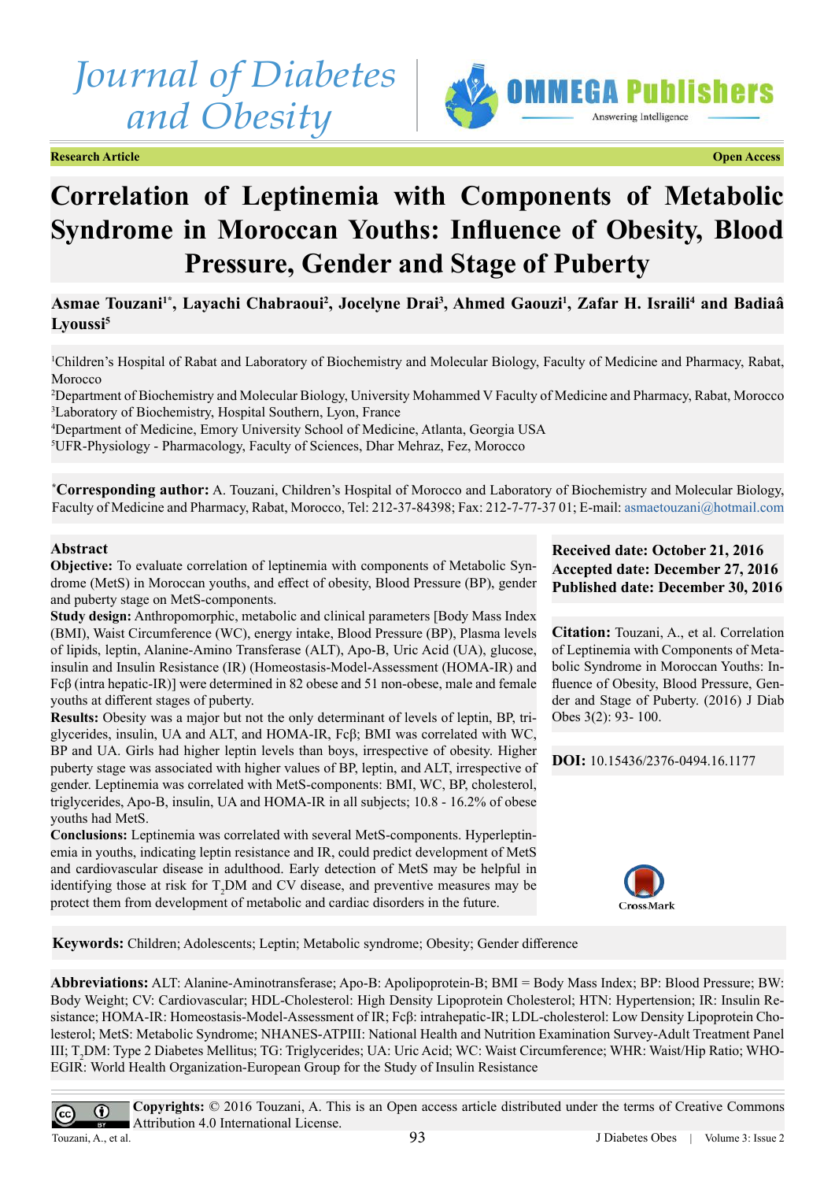Journal of Diabetes and Obesity

**Research Article** **Open Access**

# Correlation of Leptinemia with Components of Metabolic Syndrome in Moroccan Youths: Influence of Obesity, Blood Pressure, Gender and Stage of Puberty

**Asmae Touzani[1*], Layachi Chabraoui[2], Jocelyne Drai[3], Ahmed Gaouzi[1], Zafar H. Israili[4] and Badiaâ Lyoussi[5]**

[1]Children's Hospital of Rabat and Laboratory of Biochemistry and Molecular Biology, Faculty of Medicine and Pharmacy, Rabat, Morocco
[2]Department of Biochemistry and Molecular Biology, University Mohammed V Faculty of Medicine and Pharmacy, Rabat, Morocco
[3]Laboratory of Biochemistry, Hospital Southern, Lyon, France
[4]Department of Medicine, Emory University School of Medicine, Atlanta, Georgia USA
[5]UFR-Physiology - Pharmacology, Faculty of Sciences, Dhar Mehraz, Fez, Morocco

[*]**Corresponding author:** A. Touzani, Children's Hospital of Morocco and Laboratory of Biochemistry and Molecular Biology, Faculty of Medicine and Pharmacy, Rabat, Morocco, Tel: 212-37-84398; Fax: 212-7-77-37 01; E-mail: asmaetouzani@hotmail.com

## Abstract

**Objective:** To evaluate correlation of leptinemia with components of Metabolic Syndrome (MetS) in Moroccan youths, and effect of obesity, Blood Pressure (BP), gender and puberty stage on MetS-components.

**Study design:** Anthropomorphic, metabolic and clinical parameters [Body Mass Index (BMI), Waist Circumference (WC), energy intake, Blood Pressure (BP), Plasma levels of lipids, leptin, Alanine-Amino Transferase (ALT), Apo-B, Uric Acid (UA), glucose, insulin and Insulin Resistance (IR) (Homeostasis-Model-Assessment (HOMA-IR) and Fcβ (intra hepatic-IR)] were determined in 82 obese and 51 non-obese, male and female youths at different stages of puberty.

**Results:** Obesity was a major but not the only determinant of levels of leptin, BP, triglycerides, insulin, UA and ALT, and HOMA-IR, Fcβ; BMI was correlated with WC, BP and UA. Girls had higher leptin levels than boys, irrespective of obesity. Higher puberty stage was associated with higher values of BP, leptin, and ALT, irrespective of gender. Leptinemia was correlated with MetS-components: BMI, WC, BP, cholesterol, triglycerides, Apo-B, insulin, UA and HOMA-IR in all subjects; 10.8 - 16.2% of obese youths had MetS.

**Conclusions:** Leptinemia was correlated with several MetS-components. Hyperleptinemia in youths, indicating leptin resistance and IR, could predict development of MetS and cardiovascular disease in adulthood. Early detection of MetS may be helpful in identifying those at risk for $T_2DM$ and CV disease, and preventive measures may be protect them from development of metabolic and cardiac disorders in the future.

**Received date: October 21, 2016**
**Accepted date: December 27, 2016**
**Published date: December 30, 2016**

**Citation:** Touzani, A., et al. Correlation of Leptinemia with Components of Metabolic Syndrome in Moroccan Youths: Influence of Obesity, Blood Pressure, Gender and Stage of Puberty. (2016) J Diab Obes 3(2): 93- 100.

**DOI:** 10.15436/2376-0494.16.1177

**Keywords:** Children; Adolescents; Leptin; Metabolic syndrome; Obesity; Gender difference

**Abbreviations:** ALT: Alanine-Aminotransferase; Apo-B: Apolipoprotein-B; BMI = Body Mass Index; BP: Blood Pressure; BW: Body Weight; CV: Cardiovascular; HDL-Cholesterol: High Density Lipoprotein Cholesterol; HTN: Hypertension; IR: Insulin Resistance; HOMA-IR: Homeostasis-Model-Assessment of IR; Fcβ: intrahepatic-IR; LDL-cholesterol: Low Density Lipoprotein Cholesterol; MetS: Metabolic Syndrome; NHANES-ATPIII: National Health and Nutrition Examination Survey-Adult Treatment Panel III; $T_2DM$: Type 2 Diabetes Mellitus; TG: Triglycerides; UA: Uric Acid; WC: Waist Circumference; WHR: Waist/Hip Ratio; WHO-EGIR: World Health Organization-European Group for the Study of Insulin Resistance

**Copyrights:** © 2016 Touzani, A. This is an Open access article distributed under the terms of Creative Commons Attribution 4.0 International License.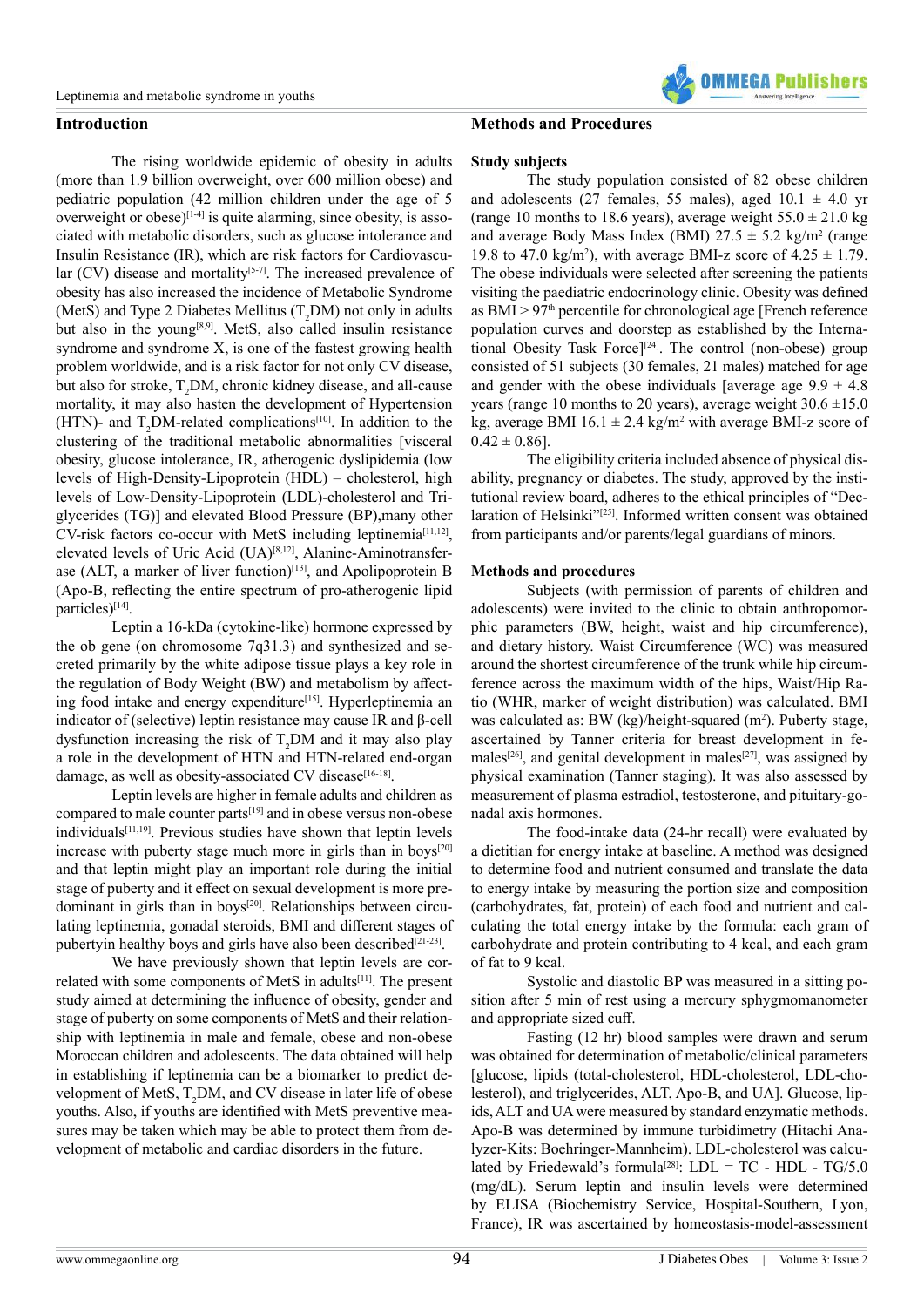## Introduction

The rising worldwide epidemic of obesity in adults (more than 1.9 billion overweight, over 600 million obese) and pediatric population (42 million children under the age of 5 overweight or obese)[1-4] is quite alarming, since obesity, is associated with metabolic disorders, such as glucose intolerance and Insulin Resistance (IR), which are risk factors for Cardiovascular (CV) disease and mortality[5-7]. The increased prevalence of obesity has also increased the incidence of Metabolic Syndrome (MetS) and Type 2 Diabetes Mellitus ($T_2$DM) not only in adults but also in the young[8,9]. MetS, also called insulin resistance syndrome and syndrome X, is one of the fastest growing health problem worldwide, and is a risk factor for not only CV disease, but also for stroke, $T_2$DM, chronic kidney disease, and all-cause mortality, it may also hasten the development of Hypertension (HTN)- and $T_2$DM-related complications[10]. In addition to the clustering of the traditional metabolic abnormalities [visceral obesity, glucose intolerance, IR, atherogenic dyslipidemia (low levels of High-Density-Lipoprotein (HDL) – cholesterol, high levels of Low-Density-Lipoprotein (LDL)-cholesterol and Triglycerides (TG)] and elevated Blood Pressure (BP),many other CV-risk factors co-occur with MetS including leptinemia[11,12], elevated levels of Uric Acid (UA)[8,12], Alanine-Aminotransferase (ALT, a marker of liver function)[13], and Apolipoprotein B (Apo-B, reflecting the entire spectrum of pro-atherogenic lipid particles)[14].

Leptin a 16-kDa (cytokine-like) hormone expressed by the ob gene (on chromosome 7q31.3) and synthesized and secreted primarily by the white adipose tissue plays a key role in the regulation of Body Weight (BW) and metabolism by affecting food intake and energy expenditure[15]. Hyperleptinemia an indicator of (selective) leptin resistance may cause IR and β-cell dysfunction increasing the risk of $T_2$DM and it may also play a role in the development of HTN and HTN-related end-organ damage, as well as obesity-associated CV disease[16-18].

Leptin levels are higher in female adults and children as compared to male counter parts[19] and in obese versus non-obese individuals[11,19]. Previous studies have shown that leptin levels increase with puberty stage much more in girls than in boys[20] and that leptin might play an important role during the initial stage of puberty and it effect on sexual development is more predominant in girls than in boys[20]. Relationships between circulating leptinemia, gonadal steroids, BMI and different stages of pubertyin healthy boys and girls have also been described[21-23].

We have previously shown that leptin levels are correlated with some components of MetS in adults[11]. The present study aimed at determining the influence of obesity, gender and stage of puberty on some components of MetS and their relationship with leptinemia in male and female, obese and non-obese Moroccan children and adolescents. The data obtained will help in establishing if leptinemia can be a biomarker to predict development of MetS, $T_2$DM, and CV disease in later life of obese youths. Also, if youths are identified with MetS preventive measures may be taken which may be able to protect them from development of metabolic and cardiac disorders in the future.

## Methods and Procedures

### Study subjects

The study population consisted of 82 obese children and adolescents (27 females, 55 males), aged 10.1 ± 4.0 yr (range 10 months to 18.6 years), average weight 55.0 ± 21.0 kg and average Body Mass Index (BMI) 27.5 ± 5.2 kg/m$^2$ (range 19.8 to 47.0 kg/m$^2$), with average BMI-z score of 4.25 ± 1.79. The obese individuals were selected after screening the patients visiting the paediatric endocrinology clinic. Obesity was defined as BMI > 97$^{th}$ percentile for chronological age [French reference population curves and doorstep as established by the International Obesity Task Force][24]. The control (non-obese) group consisted of 51 subjects (30 females, 21 males) matched for age and gender with the obese individuals [average age 9.9 ± 4.8 years (range 10 months to 20 years), average weight 30.6 ±15.0 kg, average BMI 16.1 ± 2.4 kg/m$^2$ with average BMI-z score of 0.42 ± 0.86].

The eligibility criteria included absence of physical disability, pregnancy or diabetes. The study, approved by the institutional review board, adheres to the ethical principles of "Declaration of Helsinki"[25]. Informed written consent was obtained from participants and/or parents/legal guardians of minors.

### Methods and procedures

Subjects (with permission of parents of children and adolescents) were invited to the clinic to obtain anthropomorphic parameters (BW, height, waist and hip circumference), and dietary history. Waist Circumference (WC) was measured around the shortest circumference of the trunk while hip circumference across the maximum width of the hips, Waist/Hip Ratio (WHR, marker of weight distribution) was calculated. BMI was calculated as: BW (kg)/height-squared (m$^2$). Puberty stage, ascertained by Tanner criteria for breast development in females[26], and genital development in males[27], was assigned by physical examination (Tanner staging). It was also assessed by measurement of plasma estradiol, testosterone, and pituitary-gonadal axis hormones.

The food-intake data (24-hr recall) were evaluated by a dietitian for energy intake at baseline. A method was designed to determine food and nutrient consumed and translate the data to energy intake by measuring the portion size and composition (carbohydrates, fat, protein) of each food and nutrient and calculating the total energy intake by the formula: each gram of carbohydrate and protein contributing to 4 kcal, and each gram of fat to 9 kcal.

Systolic and diastolic BP was measured in a sitting position after 5 min of rest using a mercury sphygmomanometer and appropriate sized cuff.

Fasting (12 hr) blood samples were drawn and serum was obtained for determination of metabolic/clinical parameters [glucose, lipids (total-cholesterol, HDL-cholesterol, LDL-cholesterol), and triglycerides, ALT, Apo-B, and UA]. Glucose, lipids, ALT and UA were measured by standard enzymatic methods. Apo-B was determined by immune turbidimetry (Hitachi Analyzer-Kits: Boehringer-Mannheim). LDL-cholesterol was calculated by Friedewald's formula[28]: LDL = TC - HDL - TG/5.0 (mg/dL). Serum leptin and insulin levels were determined by ELISA (Biochemistry Service, Hospital-Southern, Lyon, France), IR was ascertained by homeostasis-model-assessment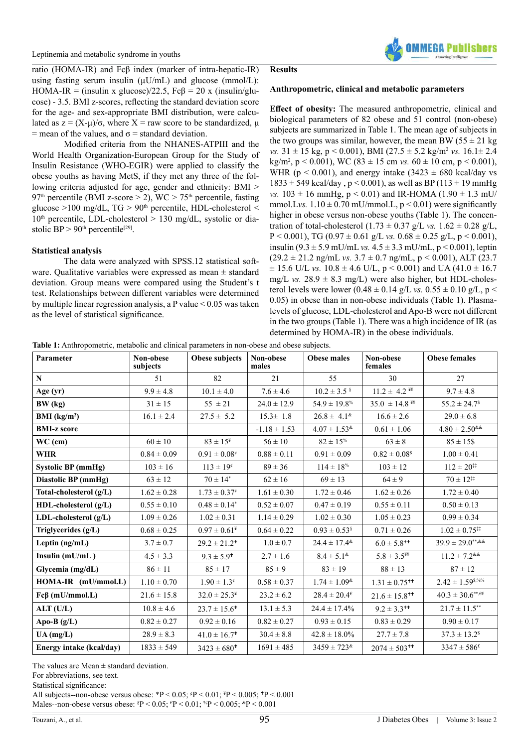ratio (HOMA-IR) and Fcβ index (marker of intra-hepatic-IR) using fasting serum insulin (µU/mL) and glucose (mmol/L): HOMA-IR = (insulin x glucose)/22.5, Fcβ = 20 x (insulin/glucose) - 3.5. BMI z-scores, reflecting the standard deviation score for the age- and sex-appropriate BMI distribution, were calculated as z = (X-µ)/σ, where X = raw score to be standardized, µ = mean of the values, and σ = standard deviation.

Modified criteria from the NHANES-ATPIII and the World Health Organization-European Group for the Study of Insulin Resistance (WHO-EGIR) were applied to classify the obese youths as having MetS, if they met any three of the following criteria adjusted for age, gender and ethnicity: BMI > 97th percentile (BMI z-score > 2), WC > 75th percentile, fasting glucose >100 mg/dL, TG > 90th percentile, HDL-cholesterol < 10th percentile, LDL-cholesterol > 130 mg/dL, systolic or diastolic BP > 90th percentile[29].

### Statistical analysis

The data were analyzed with SPSS.12 statistical software. Qualitative variables were expressed as mean ± standard deviation. Group means were compared using the Student's t test. Relationships between different variables were determined by multiple linear regression analysis, a P value < 0.05 was taken as the level of statistical significance.

## Results

### Anthropometric, clinical and metabolic parameters

**Effect of obesity:** The measured anthropometric, clinical and biological parameters of 82 obese and 51 control (non-obese) subjects are summarized in Table 1. The mean age of subjects in the two groups was similar, however, the mean BW (55 ± 21 kg *vs.* 31 ± 15 kg, p < 0.001), BMI (27.5 ± 5.2 kg/m² *vs.* 16.1± 2.4 kg/m², p < 0.001), WC (83 ± 15 cm *vs.* 60 ± 10 cm, p < 0.001), WHR (p < 0.001), and energy intake (3423 ± 680 kcal/day vs 1833 ± 549 kcal/day , p < 0.001), as well as BP (113 ± 19 mmHg *vs.* 103 ± 16 mmHg, p < 0.01) and IR-HOMA (1.90 ± 1.3 mU/mmol.L*vs.* 1.10 ± 0.70 mU/mmol.L, p < 0.01) were significantly higher in obese versus non-obese youths (Table 1). The concentration of total-cholesterol (1.73 ± 0.37 g/L *vs.* 1.62 ± 0.28 g/L, P < 0.001), TG (0.97 ± 0.61 g/L *vs.* 0.68 ± 0.25 g/L, p < 0.001), insulin (9.3 ± 5.9 mU/mL *vs.* 4.5 ± 3.3 mU/mL, p < 0.001), leptin (29.2 ± 21.2 ng/mL *vs.* 3.7 ± 0.7 ng/mL, p < 0.001), ALT (23.7 ± 15.6 U/L *vs.* 10.8 ± 4.6 U/L, p < 0.001) and UA (41.0 ± 16.7 mg/L *vs.* 28.9 ± 8.3 mg/L) were also higher, but HDL-cholesterol levels were lower (0.48 ± 0.14 g/L *vs.* 0.55 ± 0.10 g/L, p < 0.05) in obese than in non-obese individuals (Table 1). Plasma-levels of glucose, LDL-cholesterol and Apo-B were not different in the two groups (Table 1). There was a high incidence of IR (as determined by HOMA-IR) in the obese individuals.

**Table 1:** Anthropometric, metabolic and clinical parameters in non-obese and obese subjects.

| Parameter | Non-obese subjects | Obese subjects | Non-obese males | Obese males | Non-obese females | Obese females |
|---|---|---|---|---|---|---|
| **N** | 51 | 82 | 21 | 55 | 30 | 27 |
| **Age (yr)** | 9.9 ± 4.8 | 10.1 ± 4.0 | 7.6 ± 4.6 | 10.2 ± 3.5 § | 11.2 ± 4.2 ¥¥ | 9.7 ± 4.8 |
| **BW (kg)** | 31 ± 15 | 55 ± 21 | 24.0 ± 12.9 | 54.9 ± 19.8% | 35.0 ± 14.8 ¥¥ | 55.2 ± 24.7$ |
| **BMI (kg/m²)** | 16.1 ± 2.4 | 27.5 ± 5.2 | 15.3± 1.8 | 26.8 ± 4.1& | 16.6 ± 2.6 | 29.0 ± 6.8 |
| **BMI-z score** | | | -1.18 ± 1.53 | 4.07 ± 1.53& | 0.61 ± 1.06 | 4.80 ± 2.50&& |
| **WC (cm)** | 60 ± 10 | 83 ± 15¥ | 56 ± 10 | 82 ± 15% | 63 ± 8 | 85 ± 15$ |
| **WHR** | 0.84 ± 0.09 | 0.91 ± 0.08€ | 0.88 ± 0.11 | 0.91 ± 0.09 | 0.82 ± 0.08$ | 1.00 ± 0.41 |
| **Systolic BP (mmHg)** | 103 ± 16 | 113 ± 19€ | 89 ± 36 | 114 ± 18% | 103 ± 12 | 112 ± 20‡‡ |
| **Diastolic BP (mmHg)** | 63 ± 12 | 70 ± 14* | 62 ± 16 | 69 ± 13 | 64 ± 9 | 70 ± 12‡‡ |
| **Total-cholesterol (g/L)** | 1.62 ± 0.28 | 1.73 ± 0.37€ | 1.61 ± 0.30 | 1.72 ± 0.46 | 1.62 ± 0.26 | 1.72 ± 0.40 |
| **HDL-cholesterol (g/L)** | 0.55 ± 0.10 | 0.48 ± 0.14* | 0.52 ± 0.07 | 0.47 ± 0.19 | 0.55 ± 0.11 | 0.50 ± 0.13 |
| **LDL-cholesterol (g/L)** | 1.09 ± 0.26 | 1.02 ± 0.31 | 1.14 ± 0.29 | 1.02 ± 0.30 | 1.05 ± 0.23 | 0.99 ± 0.34 |
| **Triglycerides (g/L)** | 0.68 ± 0.25 | 0.97 ± 0.61¥ | 0.64 ± 0.22 | 0.93 ± 0.53$ | 0.71 ± 0.26 | 1.02 ± 0.75‡‡ |
| **Leptin (ng/mL)** | 3.7 ± 0.7 | 29.2 ± 21.2† | 1.0 ± 0.7 | 24.4 ± 17.4& | 6.0 ± 5.8†† | 39.9 ± 29.0**,&& |
| **Insulin (mU/mL )** | 4.5 ± 3.3 | 9.3 ± 5.9† | 2.7 ± 1.6 | 8.4 ± 5.1& | 5.8 ± 3.5¥¥ | 11.2 ± 7.2&& |
| **Glycemia (mg/dL)** | 86 ± 11 | 85 ± 17 | 85 ± 9 | 83 ± 19 | 88 ± 13 | 87 ± 12 |
| **HOMA-IR (mU/mmol.L)** | 1.10 ± 0.70 | 1.90 ± 1.3€ | 0.58 ± 0.37 | 1.74 ± 1.09& | 1.31 ± 0.75†† | 2.42 ± 1.59$,%% |
| **Fcβ (mU/mmol.L)** | 21.6 ± 15.8 | 32.0 ± 25.3¥ | 23.2 ± 6.2 | 28.4 ± 20.4€ | 21.6 ± 15.8†† | 40.3 ± 30.6**,€€ |
| **ALT (U/L)** | 10.8 ± 4.6 | 23.7 ± 15.6† | 13.1 ± 5.3 | 24.4 ± 17.4% | 9.2 ± 3.3†† | 21.7 ± 11.5** |
| **Apo-B (g/L)** | 0.82 ± 0.27 | 0.92 ± 0.16 | 0.82 ± 0.27 | 0.93 ± 0.15 | 0.83 ± 0.29 | 0.90 ± 0.17 |
| **UA (mg/L)** | 28.9 ± 8.3 | 41.0 ± 16.7† | 30.4 ± 8.8 | 42.8 ± 18.0% | 27.7 ± 7.8 | 37.3 ± 13.2$ |
| **Energy intake (kcal/day)** | 1833 ± 549 | 3423 ± 680† | 1691 ± 485 | 3459 ± 723& | 2074 ± 503†† | 3347 ± 586£ |

The values are Mean ± standard deviation.
For abbreviations, see text.
Statistical significance:
All subjects--non-obese versus obese: *P < 0.05; €P < 0.01; ¥P < 0.005; †P < 0.001
Males--non-obese versus obese: $P < 0.05; €P < 0.01; %P < 0.005; &P < 0.001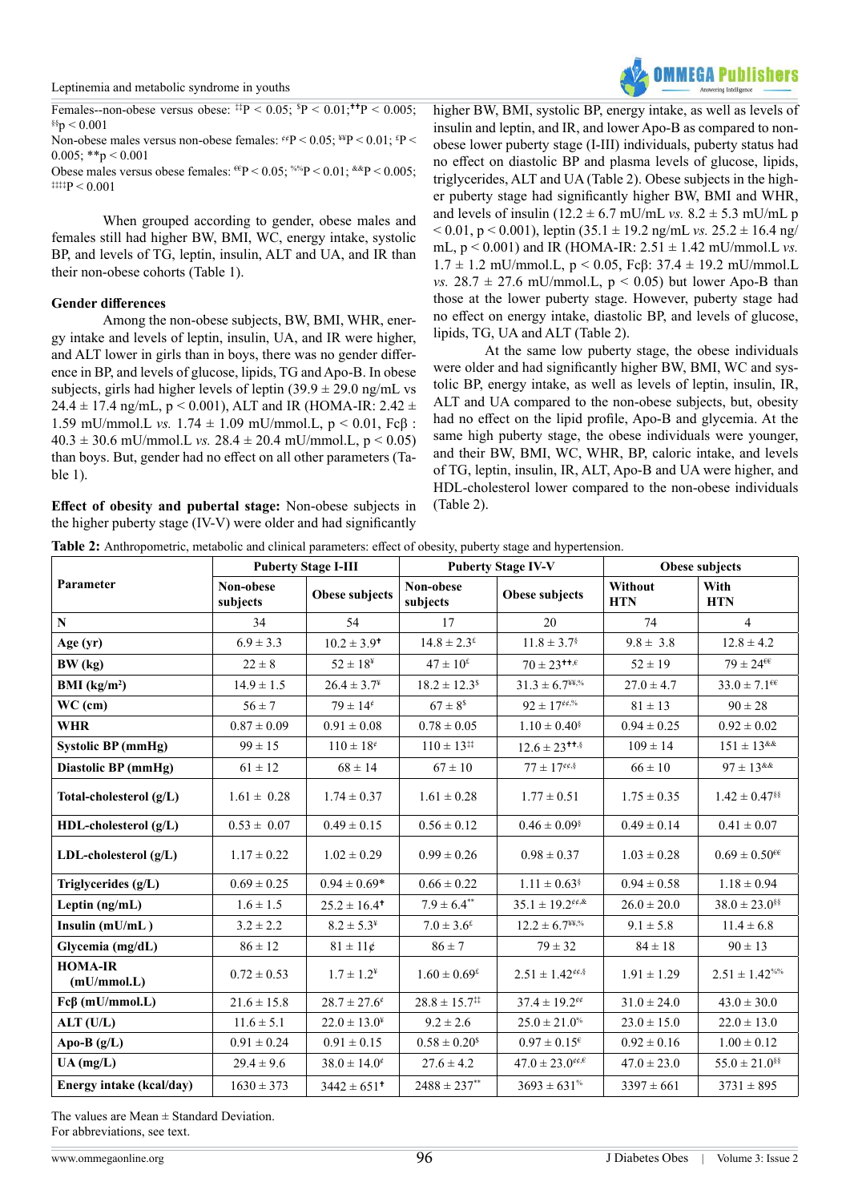Females--non-obese versus obese: ‡‡P < 0.05; $P < 0.01;††P < 0.005; §§p < 0.001

Non-obese males versus non-obese females: ¢¢P < 0.05; ¥¥P < 0.01; £P < 0.005; **p < 0.001

Obese males versus obese females: €€P < 0.05; %%P < 0.01; &&P < 0.005; ‡‡‡‡P < 0.001

When grouped according to gender, obese males and females still had higher BW, BMI, WC, energy intake, systolic BP, and levels of TG, leptin, insulin, ALT and UA, and IR than their non-obese cohorts (Table 1).

**Gender differences**

Among the non-obese subjects, BW, BMI, WHR, energy intake and levels of leptin, insulin, UA, and IR were higher, and ALT lower in girls than in boys, there was no gender difference in BP, and levels of glucose, lipids, TG and Apo-B. In obese subjects, girls had higher levels of leptin (39.9 ± 29.0 ng/mL vs 24.4 ± 17.4 ng/mL, p < 0.001), ALT and IR (HOMA-IR: 2.42 ± 1.59 mU/mmol.L *vs.* 1.74 ± 1.09 mU/mmol.L, p < 0.01, Fcβ : 40.3 ± 30.6 mU/mmol.L *vs.* 28.4 ± 20.4 mU/mmol.L, p < 0.05) than boys. But, gender had no effect on all other parameters (Table 1).

**Effect of obesity and pubertal stage:** Non-obese subjects in the higher puberty stage (IV-V) were older and had significantly higher BW, BMI, systolic BP, energy intake, as well as levels of insulin and leptin, and IR, and lower Apo-B as compared to non-obese lower puberty stage (I-III) individuals, puberty status had no effect on diastolic BP and plasma levels of glucose, lipids, triglycerides, ALT and UA (Table 2). Obese subjects in the higher puberty stage had significantly higher BW, BMI and WHR, and levels of insulin (12.2 ± 6.7 mU/mL *vs.* 8.2 ± 5.3 mU/mL p < 0.01, p < 0.001), leptin (35.1 ± 19.2 ng/mL *vs.* 25.2 ± 16.4 ng/mL, p < 0.001) and IR (HOMA-IR: 2.51 ± 1.42 mU/mmol.L *vs.* 1.7 ± 1.2 mU/mmol.L, p < 0.05, Fcβ: 37.4 ± 19.2 mU/mmol.L *vs.* 28.7 ± 27.6 mU/mmol.L, p < 0.05) but lower Apo-B than those at the lower puberty stage. However, puberty stage had no effect on energy intake, diastolic BP, and levels of glucose, lipids, TG, UA and ALT (Table 2).

At the same low puberty stage, the obese individuals were older and had significantly higher BW, BMI, WC and systolic BP, energy intake, as well as levels of leptin, insulin, IR, ALT and UA compared to the non-obese subjects, but, obesity had no effect on the lipid profile, Apo-B and glycemia. At the same high puberty stage, the obese individuals were younger, and their BW, BMI, WC, WHR, BP, caloric intake, and levels of TG, leptin, insulin, IR, ALT, Apo-B and UA were higher, and HDL-cholesterol lower compared to the non-obese individuals (Table 2).

**Table 2:** Anthropometric, metabolic and clinical parameters: effect of obesity, puberty stage and hypertension.

| Parameter | Puberty Stage I-III | | Puberty Stage IV-V | | Obese subjects | |
|---|---|---|---|---|---|---|
| | Non-obese subjects | Obese subjects | Non-obese subjects | Obese subjects | Without HTN | With HTN |
| **N** | 34 | 54 | 17 | 20 | 74 | 4 |
| **Age (yr)** | 6.9 ± 3.3 | 10.2 ± 3.9† | 14.8 ± 2.3£ | 11.8 ± 3.7§ | 9.8 ± 3.8 | 12.8 ± 4.2 |
| **BW (kg)** | 22 ± 8 | 52 ± 18¥ | 47 ± 10£ | 70 ± 23††,£ | 52 ± 19 | 79 ± 24€€ |
| **BMI (kg/m²)** | 14.9 ± 1.5 | 26.4 ± 3.7¥ | 18.2 ± 12.3$ | 31.3 ± 6.7¥¥,% | 27.0 ± 4.7 | 33.0 ± 7.1€€ |
| **WC (cm)** | 56 ± 7 | 79 ± 14¢ | 67 ± 8$ | 92 ± 17¢¢,% | 81 ± 13 | 90 ± 28 |
| **WHR** | 0.87 ± 0.09 | 0.91 ± 0.08 | 0.78 ± 0.05 | 1.10 ± 0.40§ | 0.94 ± 0.25 | 0.92 ± 0.02 |
| **Systolic BP (mmHg)** | 99 ± 15 | 110 ± 18¢ | 110 ± 13‡‡ | 12.6 ± 23††,§ | 109 ± 14 | 151 ± 13&& |
| **Diastolic BP (mmHg)** | 61 ± 12 | 68 ± 14 | 67 ± 10 | 77 ± 17¢¢,§ | 66 ± 10 | 97 ± 13&& |
| **Total-cholesterol (g/L)** | 1.61 ± 0.28 | 1.74 ± 0.37 | 1.61 ± 0.28 | 1.77 ± 0.51 | 1.75 ± 0.35 | 1.42 ± 0.47§§ |
| **HDL-cholesterol (g/L)** | 0.53 ± 0.07 | 0.49 ± 0.15 | 0.56 ± 0.12 | 0.46 ± 0.09§ | 0.49 ± 0.14 | 0.41 ± 0.07 |
| **LDL-cholesterol (g/L)** | 1.17 ± 0.22 | 1.02 ± 0.29 | 0.99 ± 0.26 | 0.98 ± 0.37 | 1.03 ± 0.28 | 0.69 ± 0.50€€ |
| **Triglycerides (g/L)** | 0.69 ± 0.25 | 0.94 ± 0.69* | 0.66 ± 0.22 | 1.11 ± 0.63§ | 0.94 ± 0.58 | 1.18 ± 0.94 |
| **Leptin (ng/mL)** | 1.6 ± 1.5 | 25.2 ± 16.4† | 7.9 ± 6.4** | 35.1 ± 19.2¢¢,& | 26.0 ± 20.0 | 38.0 ± 23.0§§ |
| **Insulin (mU/mL )** | 3.2 ± 2.2 | 8.2 ± 5.3¥ | 7.0 ± 3.6£ | 12.2 ± 6.7¥¥,% | 9.1 ± 5.8 | 11.4 ± 6.8 |
| **Glycemia (mg/dL)** | 86 ± 12 | 81 ± 11¢ | 86 ± 7 | 79 ± 32 | 84 ± 18 | 90 ± 13 |
| **HOMA-IR (mU/mmol.L)** | 0.72 ± 0.53 | 1.7 ± 1.2¥ | 1.60 ± 0.69£ | 2.51 ± 1.42¢¢,§ | 1.91 ± 1.29 | 2.51 ± 1.42%% |
| **Fcβ (mU/mmol.L)** | 21.6 ± 15.8 | 28.7 ± 27.6¢ | 28.8 ± 15.7‡‡ | 37.4 ± 19.2¢¢ | 31.0 ± 24.0 | 43.0 ± 30.0 |
| **ALT (U/L)** | 11.6 ± 5.1 | 22.0 ± 13.0¥ | 9.2 ± 2.6 | 25.0 ± 21.0% | 23.0 ± 15.0 | 22.0 ± 13.0 |
| **Apo-B (g/L)** | 0.91 ± 0.24 | 0.91 ± 0.15 | 0.58 ± 0.20$ | 0.97 ± 0.15€ | 0.92 ± 0.16 | 1.00 ± 0.12 |
| **UA (mg/L)** | 29.4 ± 9.6 | 38.0 ± 14.0¢ | 27.6 ± 4.2 | 47.0 ± 23.0¢¢,€ | 47.0 ± 23.0 | 55.0 ± 21.0§§ |
| **Energy intake (kcal/day)** | 1630 ± 373 | 3442 ± 651† | 2488 ± 237** | 3693 ± 631% | 3397 ± 661 | 3731 ± 895 |

The values are Mean ± Standard Deviation.
For abbreviations, see text.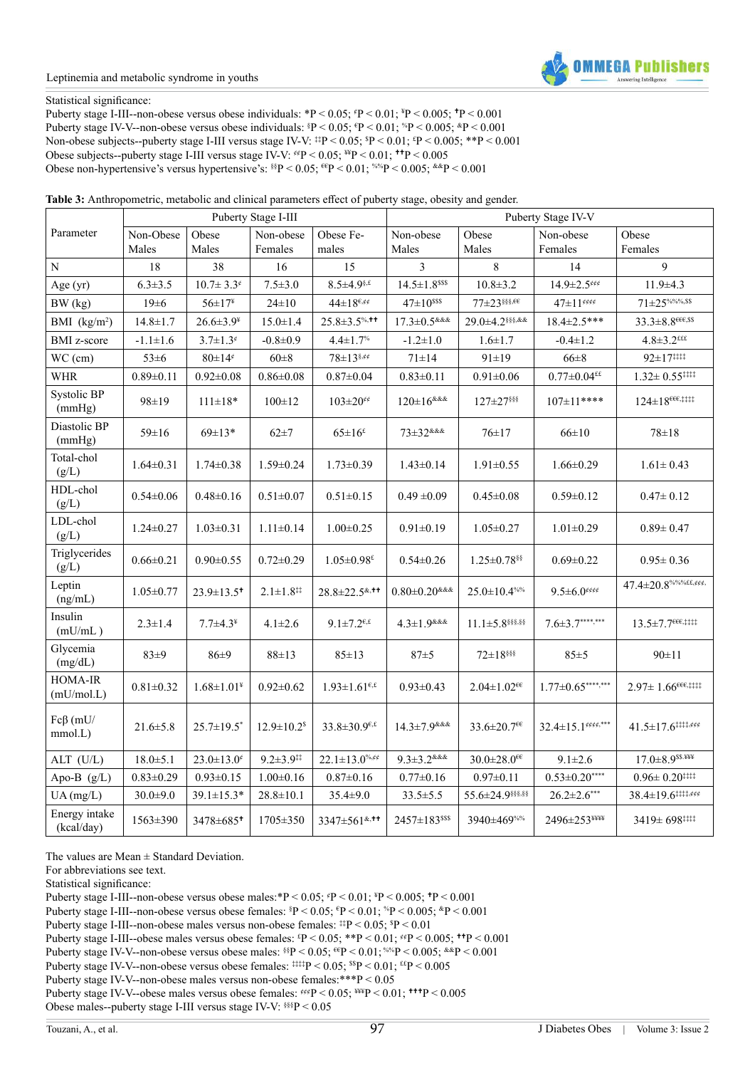Statistical significance:

Puberty stage I-III--non-obese versus obese individuals: *P < 0.05; ¢P < 0.01; ¥P < 0.005; ✝P < 0.001

Puberty stage IV-V--non-obese versus obese individuals: §P < 0.05; €P < 0.01; %P < 0.005; &P < 0.001

Non-obese subjects--puberty stage I-III versus stage IV-V: ‡‡P < 0.05; $P < 0.01; £P < 0.005; **P < 0.001

Obese subjects--puberty stage I-III versus stage IV-V: ¢¢P < 0.05; ¥¥P < 0.01; ✝✝P < 0.005

Obese non-hypertensive's versus hypertensive's: §§P < 0.05; €€P < 0.01; %%P < 0.005; &&P < 0.001

**Table 3:** Anthropometric, metabolic and clinical parameters effect of puberty stage, obesity and gender.

| Parameter | Puberty Stage I-III | | | | Puberty Stage IV-V | | | |
|---|---|---|---|---|---|---|---|---|
| | Non-Obese Males | Obese Males | Non-obese Females | Obese Females | Non-obese Males | Obese Males | Non-obese Females | Obese Females |
| N | 18 | 38 | 16 | 15 | 3 | 8 | 14 | 9 |
| Age (yr) | 6.3±3.5 | 10.7± 3.3¢ | 7.5±3.0 | 8.5±4.9$,£ | 14.5±1.8$$$ | 10.8±3.2 | 14.9±2.5¢¢¢ | 11.9±4.3 |
| BW (kg) | 19±6 | 56±17¥ | 24±10 | 44±18€,¢¢ | 47±10$$$ | 77±23§§§,€€ | 47±11¢¢¢¢ | 71±25%%%,$$ |
| BMI (kg/m²) | 14.8±1.7 | 26.6±3.9¥ | 15.0±1.4 | 25.8±3.5%,✝✝ | 17.3±0.5&&& | 29.0±4.2§§§,&& | 18.4±2.5*** | 33.3±8.8€€€,$$ |
| BMI z-score | -1.1±1.6 | 3.7±1.3¢ | -0.8±0.9 | 4.4±1.7% | -1.2±1.0 | 1.6±1.7 | -0.4±1.2 | 4.8±3.2£££ |
| WC (cm) | 53±6 | 80±14¢ | 60±8 | 78±13$,¢¢ | 71±14 | 91±19 | 66±8 | 92±17‡‡‡‡ |
| WHR | 0.89±0.11 | 0.92±0.08 | 0.86±0.08 | 0.87±0.04 | 0.83±0.11 | 0.91±0.06 | 0.77±0.04££ | 1.32± 0.55‡‡‡‡ |
| Systolic BP (mmHg) | 98±19 | 111±18* | 100±12 | 103±20¢¢ | 120±16&&& | 127±27§§§ | 107±11**** | 124±18€€€,‡‡‡‡ |
| Diastolic BP (mmHg) | 59±16 | 69±13* | 62±7 | 65±16£ | 73±32&&& | 76±17 | 66±10 | 78±18 |
| Total-chol (g/L) | 1.64±0.31 | 1.74±0.38 | 1.59±0.24 | 1.73±0.39 | 1.43±0.14 | 1.91±0.55 | 1.66±0.29 | 1.61± 0.43 |
| HDL-chol (g/L) | 0.54±0.06 | 0.48±0.16 | 0.51±0.07 | 0.51±0.15 | 0.49 ±0.09 | 0.45±0.08 | 0.59±0.12 | 0.47± 0.12 |
| LDL-chol (g/L) | 1.24±0.27 | 1.03±0.31 | 1.11±0.14 | 1.00±0.25 | 0.91±0.19 | 1.05±0.27 | 1.01±0.29 | 0.89± 0.47 |
| Triglycerides (g/L) | 0.66±0.21 | 0.90±0.55 | 0.72±0.29 | 1.05±0.98£ | 0.54±0.26 | 1.25±0.78§§ | 0.69±0.22 | 0.95± 0.36 |
| Leptin (ng/mL) | 1.05±0.77 | 23.9±13.5✝ | 2.1±1.8‡‡ | 28.8±22.5&,✝✝ | 0.80±0.20&&& | 25.0±10.4%% | 9.5±6.0¢¢¢¢ | 47.4±20.8%%%££,¢¢¢, |
| Insulin (mU/mL ) | 2.3±1.4 | 7.7±4.3¥ | 4.1±2.6 | 9.1±7.2€,£ | 4.3±1.9&&& | 11.1±5.8§§§,§§ | 7.6±3.7****,*** | 13.5±7.7€€€,‡‡‡‡ |
| Glycemia (mg/dL) | 83±9 | 86±9 | 88±13 | 85±13 | 87±5 | 72±18§§§ | 85±5 | 90±11 |
| HOMA-IR (mU/mol.L) | 0.81±0.32 | 1.68±1.01¥ | 0.92±0.62 | 1.93±1.61€,£ | 0.93±0.43 | 2.04±1.02€€ | 1.77±0.65****,*** | 2.97± 1.66€€€,‡‡‡‡ |
| Fcβ (mU/mmol.L) | 21.6±5.8 | 25.7±19.5* | 12.9±10.2$ | 33.8±30.9€,£ | 14.3±7.9&&& | 33.6±20.7€€ | 32.4±15.1¢¢¢¢,*** | 41.5±17.6‡‡‡‡,¢¢¢ |
| ALT (U/L) | 18.0±5.1 | 23.0±13.0¢ | 9.2±3.9‡‡ | 22.1±13.0%,¢¢ | 9.3±3.2&&& | 30.0±28.0€€ | 9.1±2.6 | 17.0±8.9$$,¥¥¥ |
| Apo-B (g/L) | 0.83±0.29 | 0.93±0.15 | 1.00±0.16 | 0.87±0.16 | 0.77±0.16 | 0.97±0.11 | 0.53±0.20**** | 0.96± 0.20‡‡‡‡ |
| UA (mg/L) | 30.0±9.0 | 39.1±15.3* | 28.8±10.1 | 35.4±9.0 | 33.5±5.5 | 55.6±24.9§§§,§§ | 26.2±2.6*** | 38.4±19.6‡‡‡‡,¢¢¢ |
| Energy intake (kcal/day) | 1563±390 | 3478±685✝ | 1705±350 | 3347±561&,✝✝ | 2457±183$$$ | 3940±469%% | 2496±253¥¥¥¥ | 3419± 698‡‡‡‡ |

The values are Mean ± Standard Deviation.

For abbreviations see text.

Statistical significance:

Puberty stage I-III--non-obese versus obese males:*P < 0.05; ¢P < 0.01; ¥P < 0.005; ✝P < 0.001

Puberty stage I-III--non-obese versus obese females: $P < 0.05; €P < 0.01; %P < 0.005; &P < 0.001

Puberty stage I-III--non-obese males versus non-obese females: ‡‡P < 0.05; $P < 0.01

Puberty stage I-III--obese males versus obese females: £P < 0.05; **P < 0.01; ¢¢P < 0.005; ✝✝P < 0.001

Puberty stage IV-V--non-obese versus obese males: §§P < 0.05; €€P < 0.01; %%P < 0.005; &&P < 0.001

Puberty stage IV-V--non-obese versus obese females: ‡‡‡‡P < 0.05; $$P < 0.01; ££P < 0.005

Puberty stage IV-V--non-obese males versus non-obese females:***P < 0.05

Puberty stage IV-V--obese males versus obese females: ¢¢¢P < 0.05; ¥¥¥P < 0.01; ✝✝✝P < 0.005

Obese males--puberty stage I-III versus stage IV-V: §§§P < 0.05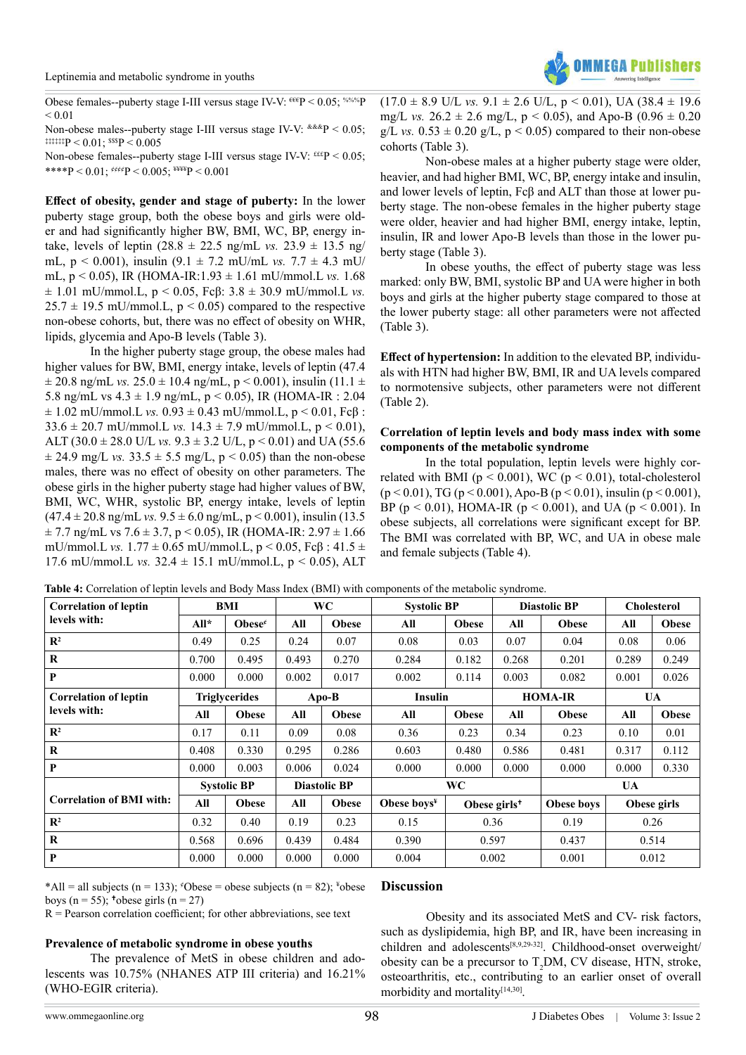Obese females--puberty stage I-III versus stage IV-V: €€€P < 0.05; %%%P < 0.01

Non-obese males--puberty stage I-III versus stage IV-V: &&&P < 0.05; ‡‡‡‡‡‡P < 0.01; $$$P < 0.005

Non-obese females--puberty stage I-III versus stage IV-V: £££P < 0.05; ****P < 0.01; ££££P < 0.005; ¥¥¥¥P < 0.001

**Effect of obesity, gender and stage of puberty:** In the lower puberty stage group, both the obese boys and girls were older and had significantly higher BW, BMI, WC, BP, energy intake, levels of leptin (28.8 ± 22.5 ng/mL *vs.* 23.9 ± 13.5 ng/mL, $p < 0.001$), insulin (9.1 ± 7.2 mU/mL *vs.* 7.7 ± 4.3 mU/mL, $p < 0.05$), IR (HOMA-IR:1.93 ± 1.61 mU/mmol.L *vs.* 1.68 ± 1.01 mU/mmol.L, $p < 0.05$, Fcβ: 3.8 ± 30.9 mU/mmol.L *vs.* 25.7 ± 19.5 mU/mmol.L, $p < 0.05$) compared to the respective non-obese cohorts, but, there was no effect of obesity on WHR, lipids, glycemia and Apo-B levels (Table 3).

In the higher puberty stage group, the obese males had higher values for BW, BMI, energy intake, levels of leptin (47.4 ± 20.8 ng/mL *vs.* 25.0 ± 10.4 ng/mL, $p < 0.001$), insulin (11.1 ± 5.8 ng/mL vs 4.3 ± 1.9 ng/mL, $p < 0.05$), IR (HOMA-IR : 2.04 ± 1.02 mU/mmol.L *vs.* 0.93 ± 0.43 mU/mmol.L, $p < 0.01$, Fcβ : 33.6 ± 20.7 mU/mmol.L *vs.* 14.3 ± 7.9 mU/mmol.L, $p < 0.01$), ALT (30.0 ± 28.0 U/L *vs.* 9.3 ± 3.2 U/L, $p < 0.01$) and UA (55.6 ± 24.9 mg/L *vs.* 33.5 ± 5.5 mg/L, $p < 0.05$) than the non-obese males, there was no effect of obesity on other parameters. The obese girls in the higher puberty stage had higher values of BW, BMI, WC, WHR, systolic BP, energy intake, levels of leptin (47.4 ± 20.8 ng/mL *vs.* 9.5 ± 6.0 ng/mL, $p < 0.001$), insulin (13.5 ± 7.7 ng/mL vs 7.6 ± 3.7, $p < 0.05$), IR (HOMA-IR: 2.97 ± 1.66 mU/mmol.L *vs.* 1.77 ± 0.65 mU/mmol.L, $p < 0.05$, Fcβ : 41.5 ± 17.6 mU/mmol.L *vs.* 32.4 ± 15.1 mU/mmol.L, $p < 0.05$), ALT (17.0 ± 8.9 U/L *vs.* 9.1 ± 2.6 U/L, $p < 0.01$), UA (38.4 ± 19.6 mg/L *vs.* 26.2 ± 2.6 mg/L, $p < 0.05$), and Apo-B (0.96 ± 0.20 g/L *vs.* 0.53 ± 0.20 g/L, $p < 0.05$) compared to their non-obese cohorts (Table 3).

Non-obese males at a higher puberty stage were older, heavier, and had higher BMI, WC, BP, energy intake and insulin, and lower levels of leptin, Fcβ and ALT than those at lower puberty stage. The non-obese females in the higher puberty stage were older, heavier and had higher BMI, energy intake, leptin, insulin, IR and lower Apo-B levels than those in the lower puberty stage (Table 3).

In obese youths, the effect of puberty stage was less marked: only BW, BMI, systolic BP and UA were higher in both boys and girls at the higher puberty stage compared to those at the lower puberty stage: all other parameters were not affected (Table 3).

**Effect of hypertension:** In addition to the elevated BP, individuals with HTN had higher BW, BMI, IR and UA levels compared to normotensive subjects, other parameters were not different (Table 2).

**Correlation of leptin levels and body mass index with some components of the metabolic syndrome**

In the total population, leptin levels were highly correlated with BMI ($p < 0.001$), WC ($p < 0.01$), total-cholesterol ($p < 0.01$), TG ($p < 0.001$), Apo-B ($p < 0.01$), insulin ($p < 0.001$), BP ($p < 0.01$), HOMA-IR ($p < 0.001$), and UA ($p < 0.001$). In obese subjects, all correlations were significant except for BP. The BMI was correlated with BP, WC, and UA in obese male and female subjects (Table 4).

**Table 4:** Correlation of leptin levels and Body Mass Index (BMI) with components of the metabolic syndrome.

| **Correlation of leptin levels with:** | **BMI** | | **WC** | | **Systolic BP** | | **Diastolic BP** | | **Cholesterol** | |
|---|---|---|---|---|---|---|---|---|---|---|
| | **All*** | **Obese**€ | **All** | **Obese** | **All** | **Obese** | **All** | **Obese** | **All** | **Obese** |
| $R^2$ | 0.49 | 0.25 | 0.24 | 0.07 | 0.08 | 0.03 | 0.07 | 0.04 | 0.08 | 0.06 |
| **R** | 0.700 | 0.495 | 0.493 | 0.270 | 0.284 | 0.182 | 0.268 | 0.201 | 0.289 | 0.249 |
| **P** | 0.000 | 0.000 | 0.002 | 0.017 | 0.002 | 0.114 | 0.003 | 0.082 | 0.001 | 0.026 |
| **Correlation of leptin levels with:** | **Triglycerides** | | **Apo-B** | | **Insulin** | | **HOMA-IR** | | **UA** | |
| | **All** | **Obese** | **All** | **Obese** | **All** | **Obese** | **All** | **Obese** | **All** | **Obese** |
| $R^2$ | 0.17 | 0.11 | 0.09 | 0.08 | 0.36 | 0.23 | 0.34 | 0.23 | 0.10 | 0.01 |
| **R** | 0.408 | 0.330 | 0.295 | 0.286 | 0.603 | 0.480 | 0.586 | 0.481 | 0.317 | 0.112 |
| **P** | 0.000 | 0.003 | 0.006 | 0.024 | 0.000 | 0.000 | 0.000 | 0.000 | 0.000 | 0.330 |
| **Correlation of BMI with:** | **Systolic BP** | | **Diastolic BP** | | **WC** | | | **UA** | | |
| | **All** | **Obese** | **All** | **Obese** | **Obese boys**¥ | **Obese girls**† | | **Obese boys** | **Obese girls** | |
| $R^2$ | 0.32 | 0.40 | 0.19 | 0.23 | 0.15 | 0.36 | | 0.19 | 0.26 | |
| **R** | 0.568 | 0.696 | 0.439 | 0.484 | 0.390 | 0.597 | | 0.437 | 0.514 | |
| **P** | 0.000 | 0.000 | 0.000 | 0.000 | 0.004 | 0.002 | | 0.001 | 0.012 | |

*All = all subjects (n = 133); €Obese = obese subjects (n = 82); ¥obese boys (n = 55); †obese girls (n = 27)

R = Pearson correlation coefficient; for other abbreviations, see text

**Prevalence of metabolic syndrome in obese youths**

The prevalence of MetS in obese children and adolescents was 10.75% (NHANES ATP III criteria) and 16.21% (WHO-EGIR criteria).

## Discussion

Obesity and its associated MetS and CV- risk factors, such as dyslipidemia, high BP, and IR, have been increasing in children and adolescents[8,9,29-32]. Childhood-onset overweight/obesity can be a precursor to $T_2$DM, CV disease, HTN, stroke, osteoarthritis, etc., contributing to an earlier onset of overall morbidity and mortality[14,30].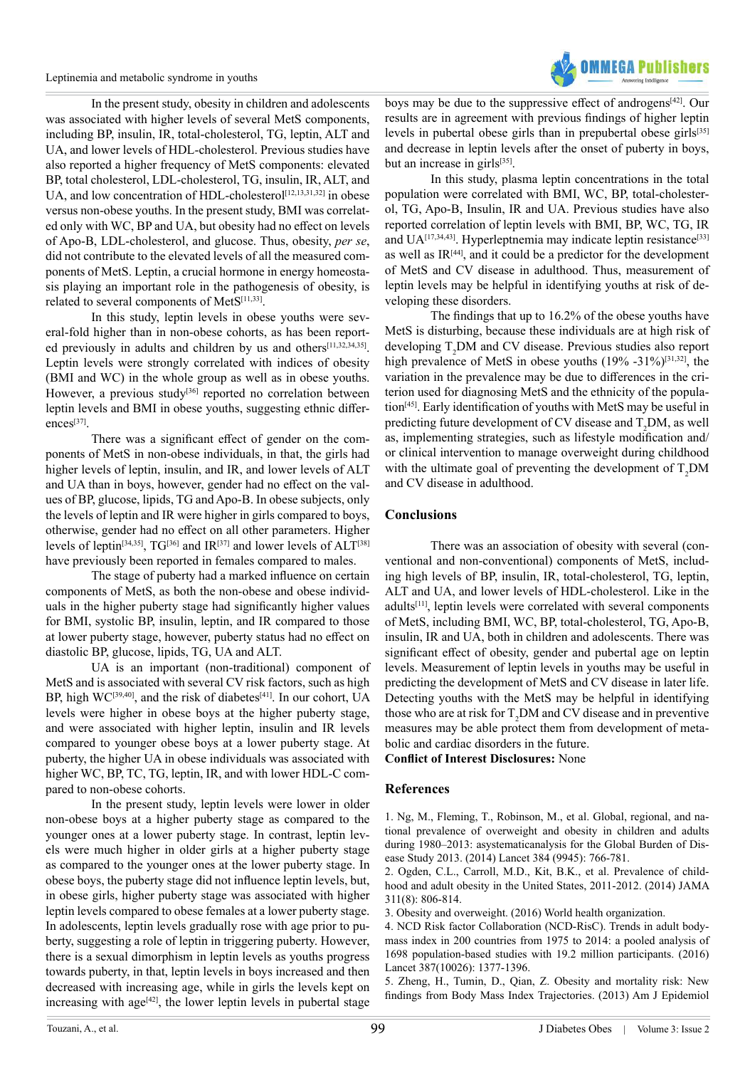In the present study, obesity in children and adolescents was associated with higher levels of several MetS components, including BP, insulin, IR, total-cholesterol, TG, leptin, ALT and UA, and lower levels of HDL-cholesterol. Previous studies have also reported a higher frequency of MetS components: elevated BP, total cholesterol, LDL-cholesterol, TG, insulin, IR, ALT, and UA, and low concentration of HDL-cholesterol[12,13,31,32] in obese versus non-obese youths. In the present study, BMI was correlated only with WC, BP and UA, but obesity had no effect on levels of Apo-B, LDL-cholesterol, and glucose. Thus, obesity, *per se*, did not contribute to the elevated levels of all the measured components of MetS. Leptin, a crucial hormone in energy homeostasis playing an important role in the pathogenesis of obesity, is related to several components of MetS[11,33].

In this study, leptin levels in obese youths were several-fold higher than in non-obese cohorts, as has been reported previously in adults and children by us and others[11,32,34,35]. Leptin levels were strongly correlated with indices of obesity (BMI and WC) in the whole group as well as in obese youths. However, a previous study[36] reported no correlation between leptin levels and BMI in obese youths, suggesting ethnic differences[37].

There was a significant effect of gender on the components of MetS in non-obese individuals, in that, the girls had higher levels of leptin, insulin, and IR, and lower levels of ALT and UA than in boys, however, gender had no effect on the values of BP, glucose, lipids, TG and Apo-B. In obese subjects, only the levels of leptin and IR were higher in girls compared to boys, otherwise, gender had no effect on all other parameters. Higher levels of leptin[34,35], TG[36] and IR[37] and lower levels of ALT[38] have previously been reported in females compared to males.

The stage of puberty had a marked influence on certain components of MetS, as both the non-obese and obese individuals in the higher puberty stage had significantly higher values for BMI, systolic BP, insulin, leptin, and IR compared to those at lower puberty stage, however, puberty status had no effect on diastolic BP, glucose, lipids, TG, UA and ALT.

UA is an important (non-traditional) component of MetS and is associated with several CV risk factors, such as high BP, high WC[39,40], and the risk of diabetes[41]. In our cohort, UA levels were higher in obese boys at the higher puberty stage, and were associated with higher leptin, insulin and IR levels compared to younger obese boys at a lower puberty stage. At puberty, the higher UA in obese individuals was associated with higher WC, BP, TC, TG, leptin, IR, and with lower HDL-C compared to non-obese cohorts.

In the present study, leptin levels were lower in older non-obese boys at a higher puberty stage as compared to the younger ones at a lower puberty stage. In contrast, leptin levels were much higher in older girls at a higher puberty stage as compared to the younger ones at the lower puberty stage. In obese boys, the puberty stage did not influence leptin levels, but, in obese girls, higher puberty stage was associated with higher leptin levels compared to obese females at a lower puberty stage. In adolescents, leptin levels gradually rose with age prior to puberty, suggesting a role of leptin in triggering puberty. However, there is a sexual dimorphism in leptin levels as youths progress towards puberty, in that, leptin levels in boys increased and then decreased with increasing age, while in girls the levels kept on increasing with age[42], the lower leptin levels in pubertal stage boys may be due to the suppressive effect of androgens[42]. Our results are in agreement with previous findings of higher leptin levels in pubertal obese girls than in prepubertal obese girls[35] and decrease in leptin levels after the onset of puberty in boys, but an increase in girls[35].

In this study, plasma leptin concentrations in the total population were correlated with BMI, WC, BP, total-cholesterol, TG, Apo-B, Insulin, IR and UA. Previous studies have also reported correlation of leptin levels with BMI, BP, WC, TG, IR and UA[17,34,43]. Hyperleptnemia may indicate leptin resistance[33] as well as IR[44], and it could be a predictor for the development of MetS and CV disease in adulthood. Thus, measurement of leptin levels may be helpful in identifying youths at risk of developing these disorders.

The findings that up to 16.2% of the obese youths have MetS is disturbing, because these individuals are at high risk of developing $T_2$DM and CV disease. Previous studies also report high prevalence of MetS in obese youths (19% -31%)[31,32], the variation in the prevalence may be due to differences in the criterion used for diagnosing MetS and the ethnicity of the population[45]. Early identification of youths with MetS may be useful in predicting future development of CV disease and $T_2$DM, as well as, implementing strategies, such as lifestyle modification and/or clinical intervention to manage overweight during childhood with the ultimate goal of preventing the development of $T_2$DM and CV disease in adulthood.

## Conclusions

There was an association of obesity with several (conventional and non-conventional) components of MetS, including high levels of BP, insulin, IR, total-cholesterol, TG, leptin, ALT and UA, and lower levels of HDL-cholesterol. Like in the adults[11], leptin levels were correlated with several components of MetS, including BMI, WC, BP, total-cholesterol, TG, Apo-B, insulin, IR and UA, both in children and adolescents. There was significant effect of obesity, gender and pubertal age on leptin levels. Measurement of leptin levels in youths may be useful in predicting the development of MetS and CV disease in later life. Detecting youths with the MetS may be helpful in identifying those who are at risk for $T_2$DM and CV disease and in preventive measures may be able protect them from development of metabolic and cardiac disorders in the future.

**Conflict of Interest Disclosures:** None

## References

1. Ng, M., Fleming, T., Robinson, M., et al. Global, regional, and national prevalence of overweight and obesity in children and adults during 1980–2013: asystematicanalysis for the Global Burden of Disease Study 2013. (2014) Lancet 384 (9945): 766-781.
2. Ogden, C.L., Carroll, M.D., Kit, B.K., et al. Prevalence of childhood and adult obesity in the United States, 2011-2012. (2014) JAMA 311(8): 806-814.
3. Obesity and overweight. (2016) World health organization.
4. NCD Risk factor Collaboration (NCD-RisC). Trends in adult body-mass index in 200 countries from 1975 to 2014: a pooled analysis of 1698 population-based studies with 19.2 million participants. (2016) Lancet 387(10026): 1377-1396.
5. Zheng, H., Tumin, D., Qian, Z. Obesity and mortality risk: New findings from Body Mass Index Trajectories. (2013) Am J Epidemiol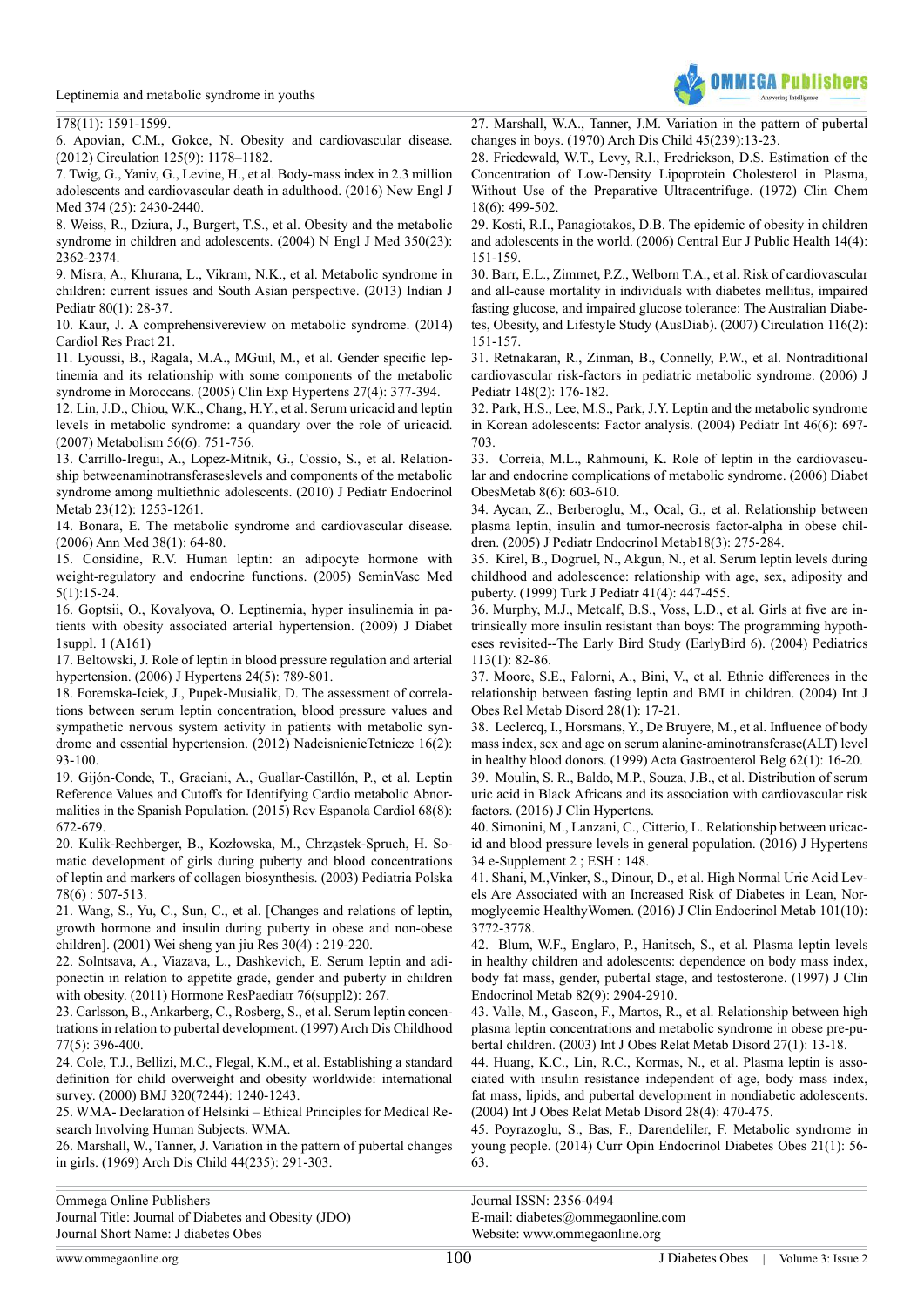178(11): 1591-1599.

6. Apovian, C.M., Gokce, N. Obesity and cardiovascular disease. (2012) Circulation 125(9): 1178–1182.

7. Twig, G., Yaniv, G., Levine, H., et al. Body-mass index in 2.3 million adolescents and cardiovascular death in adulthood. (2016) New Engl J Med 374 (25): 2430-2440.

8. Weiss, R., Dziura, J., Burgert, T.S., et al. Obesity and the metabolic syndrome in children and adolescents. (2004) N Engl J Med 350(23): 2362-2374.

9. Misra, A., Khurana, L., Vikram, N.K., et al. Metabolic syndrome in children: current issues and South Asian perspective. (2013) Indian J Pediatr 80(1): 28-37.

10. Kaur, J. A comprehensivereview on metabolic syndrome. (2014) Cardiol Res Pract 21.

11. Lyoussi, B., Ragala, M.A., MGuil, M., et al. Gender specific leptinemia and its relationship with some components of the metabolic syndrome in Moroccans. (2005) Clin Exp Hypertens 27(4): 377-394.

12. Lin, J.D., Chiou, W.K., Chang, H.Y., et al. Serum uricacid and leptin levels in metabolic syndrome: a quandary over the role of uricacid. (2007) Metabolism 56(6): 751-756.

13. Carrillo-Iregui, A., Lopez-Mitnik, G., Cossio, S., et al. Relationship betweenaminotransferaseslevels and components of the metabolic syndrome among multiethnic adolescents. (2010) J Pediatr Endocrinol Metab 23(12): 1253-1261.

14. Bonara, E. The metabolic syndrome and cardiovascular disease. (2006) Ann Med 38(1): 64-80.

15. Considine, R.V. Human leptin: an adipocyte hormone with weight-regulatory and endocrine functions. (2005) SeminVasc Med 5(1):15-24.

16. Goptsii, O., Kovalyova, O. Leptinemia, hyper insulinemia in patients with obesity associated arterial hypertension. (2009) J Diabet 1suppl. 1 (A161)

17. Beltowski, J. Role of leptin in blood pressure regulation and arterial hypertension. (2006) J Hypertens 24(5): 789-801.

18. Foremska-Iciek, J., Pupek-Musialik, D. The assessment of correlations between serum leptin concentration, blood pressure values and sympathetic nervous system activity in patients with metabolic syndrome and essential hypertension. (2012) NadcisnienieTetnicze 16(2): 93-100.

19. Gijón-Conde, T., Graciani, A., Guallar-Castillón, P., et al. Leptin Reference Values and Cutoffs for Identifying Cardio metabolic Abnormalities in the Spanish Population. (2015) Rev Espanola Cardiol 68(8): 672-679.

20. Kulik-Rechberger, B., Kozłowska, M., Chrząstek-Spruch, H. Somatic development of girls during puberty and blood concentrations of leptin and markers of collagen biosynthesis. (2003) Pediatria Polska 78(6) : 507-513.

21. Wang, S., Yu, C., Sun, C., et al. [Changes and relations of leptin, growth hormone and insulin during puberty in obese and non-obese children]. (2001) Wei sheng yan jiu Res 30(4) : 219-220.

22. Solntsava, A., Viazava, L., Dashkevich, E. Serum leptin and adiponectin in relation to appetite grade, gender and puberty in children with obesity. (2011) Hormone ResPaediatr 76(suppl2): 267.

23. Carlsson, B., Ankarberg, C., Rosberg, S., et al. Serum leptin concentrations in relation to pubertal development. (1997) Arch Dis Childhood 77(5): 396-400.

24. Cole, T.J., Bellizi, M.C., Flegal, K.M., et al. Establishing a standard definition for child overweight and obesity worldwide: international survey. (2000) BMJ 320(7244): 1240-1243.

25. WMA- Declaration of Helsinki – Ethical Principles for Medical Research Involving Human Subjects. WMA.

26. Marshall, W., Tanner, J. Variation in the pattern of pubertal changes in girls. (1969) Arch Dis Child 44(235): 291-303.

27. Marshall, W.A., Tanner, J.M. Variation in the pattern of pubertal changes in boys. (1970) Arch Dis Child 45(239):13-23.

28. Friedewald, W.T., Levy, R.I., Fredrickson, D.S. Estimation of the Concentration of Low-Density Lipoprotein Cholesterol in Plasma, Without Use of the Preparative Ultracentrifuge. (1972) Clin Chem 18(6): 499-502.

29. Kosti, R.I., Panagiotakos, D.B. The epidemic of obesity in children and adolescents in the world. (2006) Central Eur J Public Health 14(4): 151-159.

30. Barr, E.L., Zimmet, P.Z., Welborn T.A., et al. Risk of cardiovascular and all-cause mortality in individuals with diabetes mellitus, impaired fasting glucose, and impaired glucose tolerance: The Australian Diabetes, Obesity, and Lifestyle Study (AusDiab). (2007) Circulation 116(2): 151-157.

31. Retnakaran, R., Zinman, B., Connelly, P.W., et al. Nontraditional cardiovascular risk-factors in pediatric metabolic syndrome. (2006) J Pediatr 148(2): 176-182.

32. Park, H.S., Lee, M.S., Park, J.Y. Leptin and the metabolic syndrome in Korean adolescents: Factor analysis. (2004) Pediatr Int 46(6): 697-703.

33. Correia, M.L., Rahmouni, K. Role of leptin in the cardiovascular and endocrine complications of metabolic syndrome. (2006) Diabet ObesMetab 8(6): 603-610.

34. Aycan, Z., Berberoglu, M., Ocal, G., et al. Relationship between plasma leptin, insulin and tumor-necrosis factor-alpha in obese children. (2005) J Pediatr Endocrinol Metab18(3): 275-284.

35. Kirel, B., Dogruel, N., Akgun, N., et al. Serum leptin levels during childhood and adolescence: relationship with age, sex, adiposity and puberty. (1999) Turk J Pediatr 41(4): 447-455.

36. Murphy, M.J., Metcalf, B.S., Voss, L.D., et al. Girls at five are intrinsically more insulin resistant than boys: The programming hypotheses revisited--The Early Bird Study (EarlyBird 6). (2004) Pediatrics 113(1): 82-86.

37. Moore, S.E., Falorni, A., Bini, V., et al. Ethnic differences in the relationship between fasting leptin and BMI in children. (2004) Int J Obes Rel Metab Disord 28(1): 17-21.

38. Leclercq, I., Horsmans, Y., De Bruyere, M., et al. Influence of body mass index, sex and age on serum alanine-aminotransferase(ALT) level in healthy blood donors. (1999) Acta Gastroenterol Belg 62(1): 16-20.

39. Moulin, S. R., Baldo, M.P., Souza, J.B., et al. Distribution of serum uric acid in Black Africans and its association with cardiovascular risk factors. (2016) J Clin Hypertens.

40. Simonini, M., Lanzani, C., Citterio, L. Relationship between uricacid and blood pressure levels in general population. (2016) J Hypertens 34 e-Supplement 2 ; ESH : 148.

41. Shani, M.,Vinker, S., Dinour, D., et al. High Normal Uric Acid Levels Are Associated with an Increased Risk of Diabetes in Lean, Normoglycemic HealthyWomen. (2016) J Clin Endocrinol Metab 101(10): 3772-3778.

42. Blum, W.F., Englaro, P., Hanitsch, S., et al. Plasma leptin levels in healthy children and adolescents: dependence on body mass index, body fat mass, gender, pubertal stage, and testosterone. (1997) J Clin Endocrinol Metab 82(9): 2904-2910.

43. Valle, M., Gascon, F., Martos, R., et al. Relationship between high plasma leptin concentrations and metabolic syndrome in obese pre-pubertal children. (2003) Int J Obes Relat Metab Disord 27(1): 13-18.

44. Huang, K.C., Lin, R.C., Kormas, N., et al. Plasma leptin is associated with insulin resistance independent of age, body mass index, fat mass, lipids, and pubertal development in nondiabetic adolescents. (2004) Int J Obes Relat Metab Disord 28(4): 470-475.

45. Poyrazoglu, S., Bas, F., Darendeliler, F. Metabolic syndrome in young people. (2014) Curr Opin Endocrinol Diabetes Obes 21(1): 56-63.